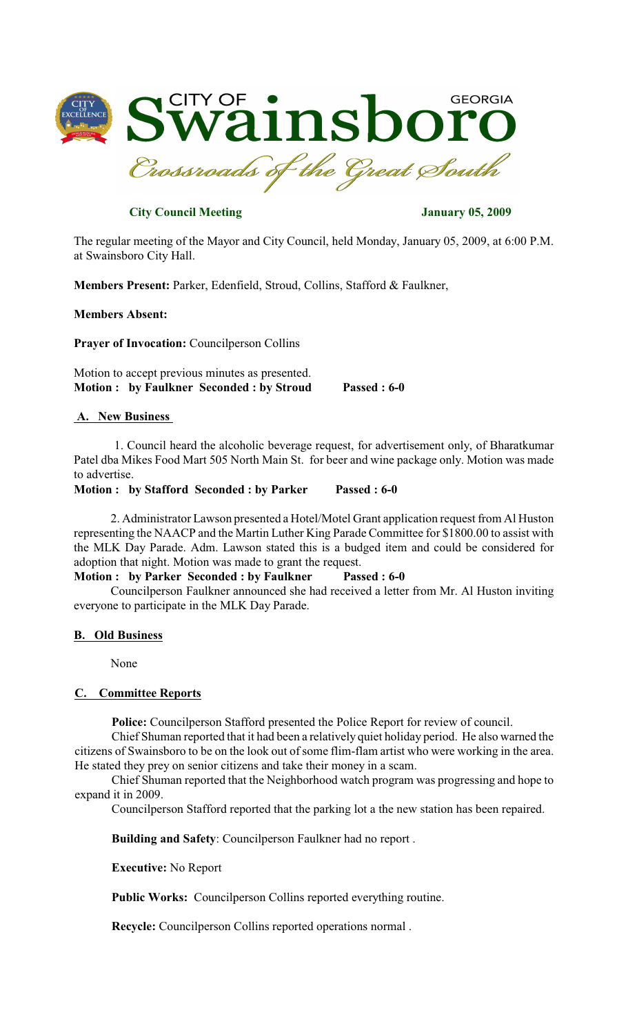# CITY OF Swainsboro GEORGIA

*Crossroads of the Great South*

**City Council Meeting** **January 05, 2009**

The regular meeting of the Mayor and City Council, held Monday, January 05, 2009, at 6:00 P.M. at Swainsboro City Hall.

**Members Present:** Parker, Edenfield, Stroud, Collins, Stafford & Faulkner,

**Members Absent:**

**Prayer of Invocation:** Councilperson Collins

Motion to accept previous minutes as presented.
**Motion : by Faulkner Seconded : by Stroud Passed : 6-0**

## A. New Business

1. Council heard the alcoholic beverage request, for advertisement only, of Bharatkumar Patel dba Mikes Food Mart 505 North Main St. for beer and wine package only. Motion was made to advertise.

**Motion : by Stafford Seconded : by Parker Passed : 6-0**

2. Administrator Lawson presented a Hotel/Motel Grant application request from Al Huston representing the NAACP and the Martin Luther King Parade Committee for $1800.00 to assist with the MLK Day Parade. Adm. Lawson stated this is a budged item and could be considered for adoption that night. Motion was made to grant the request.

**Motion : by Parker Seconded : by Faulkner Passed : 6-0**

Councilperson Faulkner announced she had received a letter from Mr. Al Huston inviting everyone to participate in the MLK Day Parade.

## B. Old Business

None

## C. Committee Reports

**Police:** Councilperson Stafford presented the Police Report for review of council.

Chief Shuman reported that it had been a relatively quiet holiday period. He also warned the citizens of Swainsboro to be on the look out of some flim-flam artist who were working in the area. He stated they prey on senior citizens and take their money in a scam.

Chief Shuman reported that the Neighborhood watch program was progressing and hope to expand it in 2009.

Councilperson Stafford reported that the parking lot a the new station has been repaired.

**Building and Safety**: Councilperson Faulkner had no report .

**Executive:** No Report

**Public Works:** Councilperson Collins reported everything routine.

**Recycle:** Councilperson Collins reported operations normal .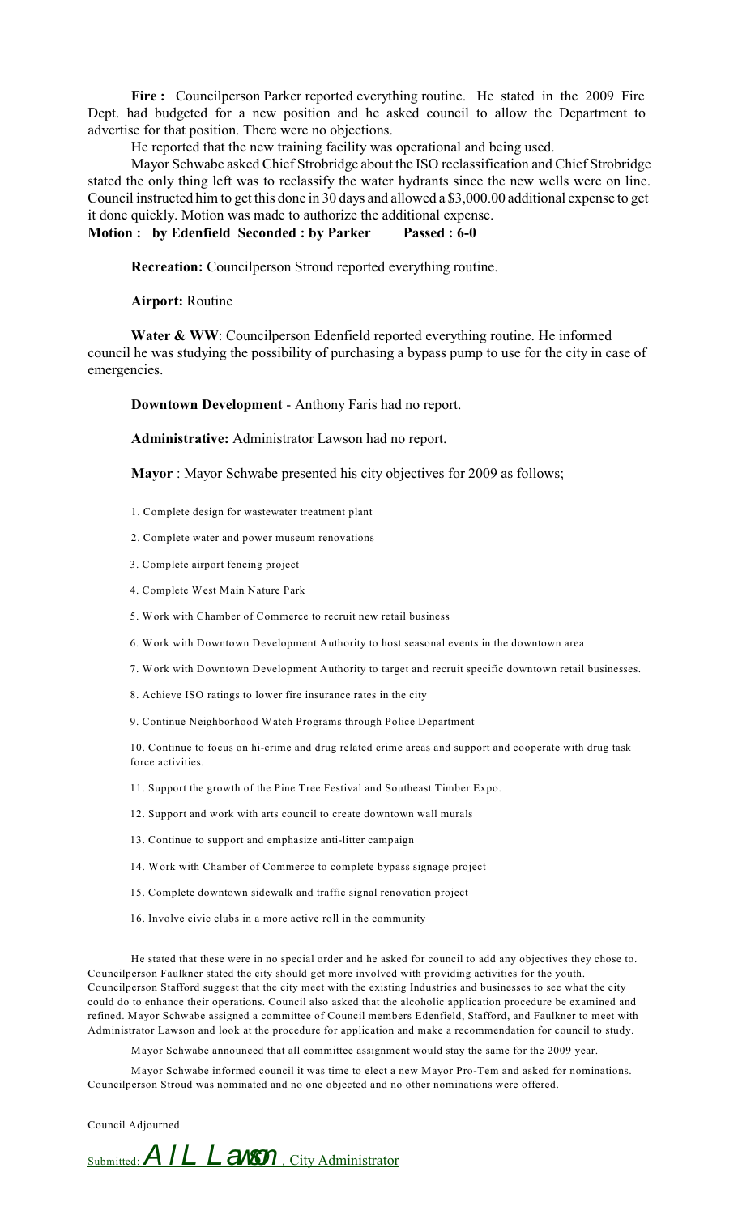**Fire :** Councilperson Parker reported everything routine. He stated in the 2009 Fire Dept. had budgeted for a new position and he asked council to allow the Department to advertise for that position. There were no objections.

He reported that the new training facility was operational and being used.

Mayor Schwabe asked Chief Strobridge about the ISO reclassification and Chief Strobridge stated the only thing left was to reclassify the water hydrants since the new wells were on line. Council instructed him to get this done in 30 days and allowed a $3,000.00 additional expense to get it done quickly. Motion was made to authorize the additional expense.

**Motion : by Edenfield Seconded : by Parker Passed : 6-0**

**Recreation:** Councilperson Stroud reported everything routine.

**Airport:** Routine

**Water & WW**: Councilperson Edenfield reported everything routine. He informed council he was studying the possibility of purchasing a bypass pump to use for the city in case of emergencies.

**Downtown Development** - Anthony Faris had no report.

**Administrative:** Administrator Lawson had no report.

**Mayor** : Mayor Schwabe presented his city objectives for 2009 as follows;

1. Complete design for wastewater treatment plant
2. Complete water and power museum renovations
3. Complete airport fencing project
4. Complete West Main Nature Park
5. Work with Chamber of Commerce to recruit new retail business
6. Work with Downtown Development Authority to host seasonal events in the downtown area
7. Work with Downtown Development Authority to target and recruit specific downtown retail businesses.
8. Achieve ISO ratings to lower fire insurance rates in the city
9. Continue Neighborhood Watch Programs through Police Department
10. Continue to focus on hi-crime and drug related crime areas and support and cooperate with drug task force activities.
11. Support the growth of the Pine Tree Festival and Southeast Timber Expo.
12. Support and work with arts council to create downtown wall murals
13. Continue to support and emphasize anti-litter campaign
14. Work with Chamber of Commerce to complete bypass signage project
15. Complete downtown sidewalk and traffic signal renovation project
16. Involve civic clubs in a more active roll in the community

He stated that these were in no special order and he asked for council to add any objectives they chose to. Councilperson Faulkner stated the city should get more involved with providing activities for the youth. Councilperson Stafford suggest that the city meet with the existing Industries and businesses to see what the city could do to enhance their operations. Council also asked that the alcoholic application procedure be examined and refined. Mayor Schwabe assigned a committee of Council members Edenfield, Stafford, and Faulkner to meet with Administrator Lawson and look at the procedure for application and make a recommendation for council to study.

Mayor Schwabe announced that all committee assignment would stay the same for the 2009 year.

Mayor Schwabe informed council it was time to elect a new Mayor Pro-Tem and asked for nominations. Councilperson Stroud was nominated and no one objected and no other nominations were offered.

Council Adjourned

Submitted: *A I L Lawson* , City Administrator